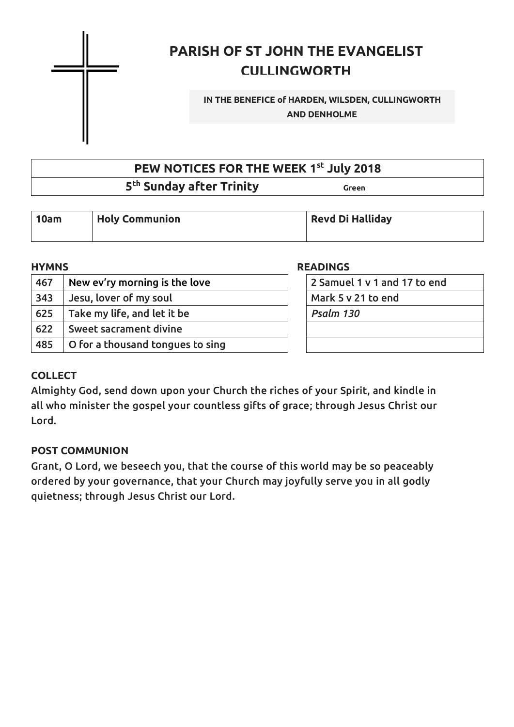# PARISH OF ST JOHN THE EVANGELIST CULLINGWORTH

**IN THE BENEFICE of HARDEN, WILSDEN, CULLINGWORTH AND DENHOLME**

## PEW NOTICES FOR THE WEEK 1st July 2018

**5th Sunday after Trinity** **Green**

| 10am | Holy Communion | Revd Di Halliday |
|---|---|---|

**HYMNS**

| | |
|---|---|
| 467 | New ev'ry morning is the love |
| 343 | Jesu, lover of my soul |
| 625 | Take my life, and let it be |
| 622 | Sweet sacrament divine |
| 485 | O for a thousand tongues to sing |

**READINGS**

| |
|---|
| 2 Samuel 1 v 1 and 17 to end |
| Mark 5 v 21 to end |
| *Psalm 130* |
| |
| |

**COLLECT**

Almighty God, send down upon your Church the riches of your Spirit, and kindle in all who minister the gospel your countless gifts of grace; through Jesus Christ our Lord.

**POST COMMUNION**

Grant, O Lord, we beseech you, that the course of this world may be so peaceably ordered by your governance, that your Church may joyfully serve you in all godly quietness; through Jesus Christ our Lord.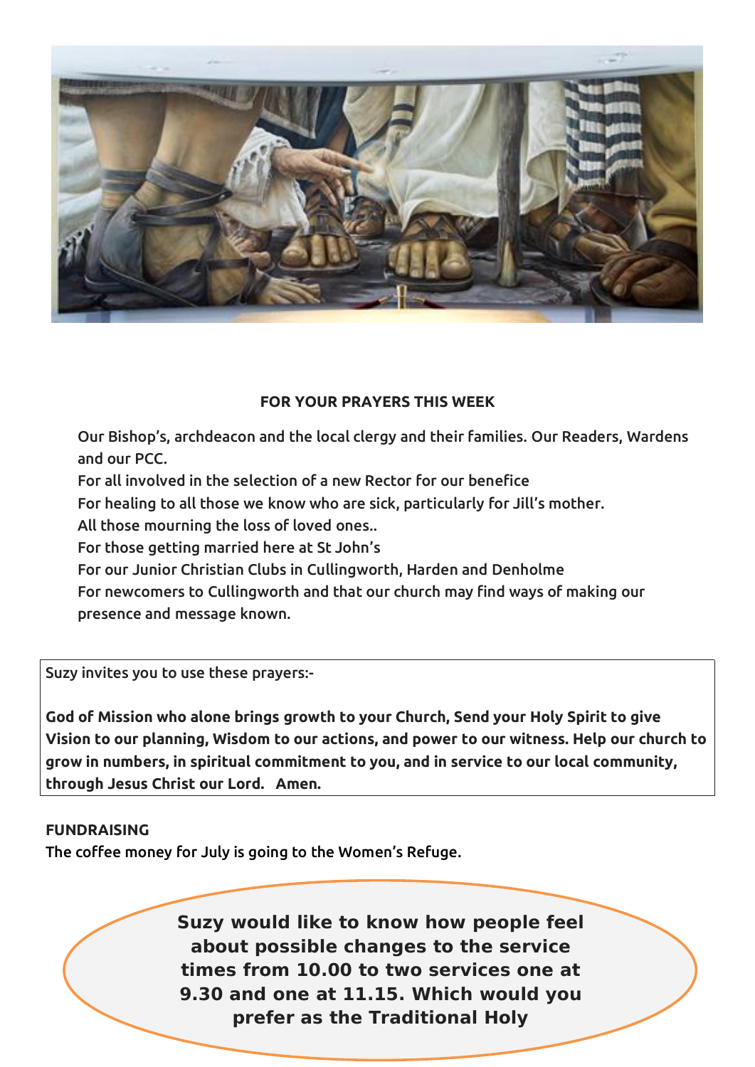**FOR YOUR PRAYERS THIS WEEK**

Our Bishop's, archdeacon and the local clergy and their families. Our Readers, Wardens and our PCC.
For all involved in the selection of a new Rector for our benefice
For healing to all those we know who are sick, particularly for Jill's mother.
All those mourning the loss of loved ones..
For those getting married here at St John's
For our Junior Christian Clubs in Cullingworth, Harden and Denholme
For newcomers to Cullingworth and that our church may find ways of making our presence and message known.

Suzy invites you to use these prayers:-

**God of Mission who alone brings growth to your Church, Send your Holy Spirit to give Vision to our planning, Wisdom to our actions, and power to our witness. Help our church to grow in numbers, in spiritual commitment to you, and in service to our local community, through Jesus Christ our Lord. Amen.**

**FUNDRAISING**

The coffee money for July is going to the Women's Refuge.

**Suzy would like to know how people feel about possible changes to the service times from 10.00 to two services one at 9.30 and one at 11.15. Which would you prefer as the Traditional Holy**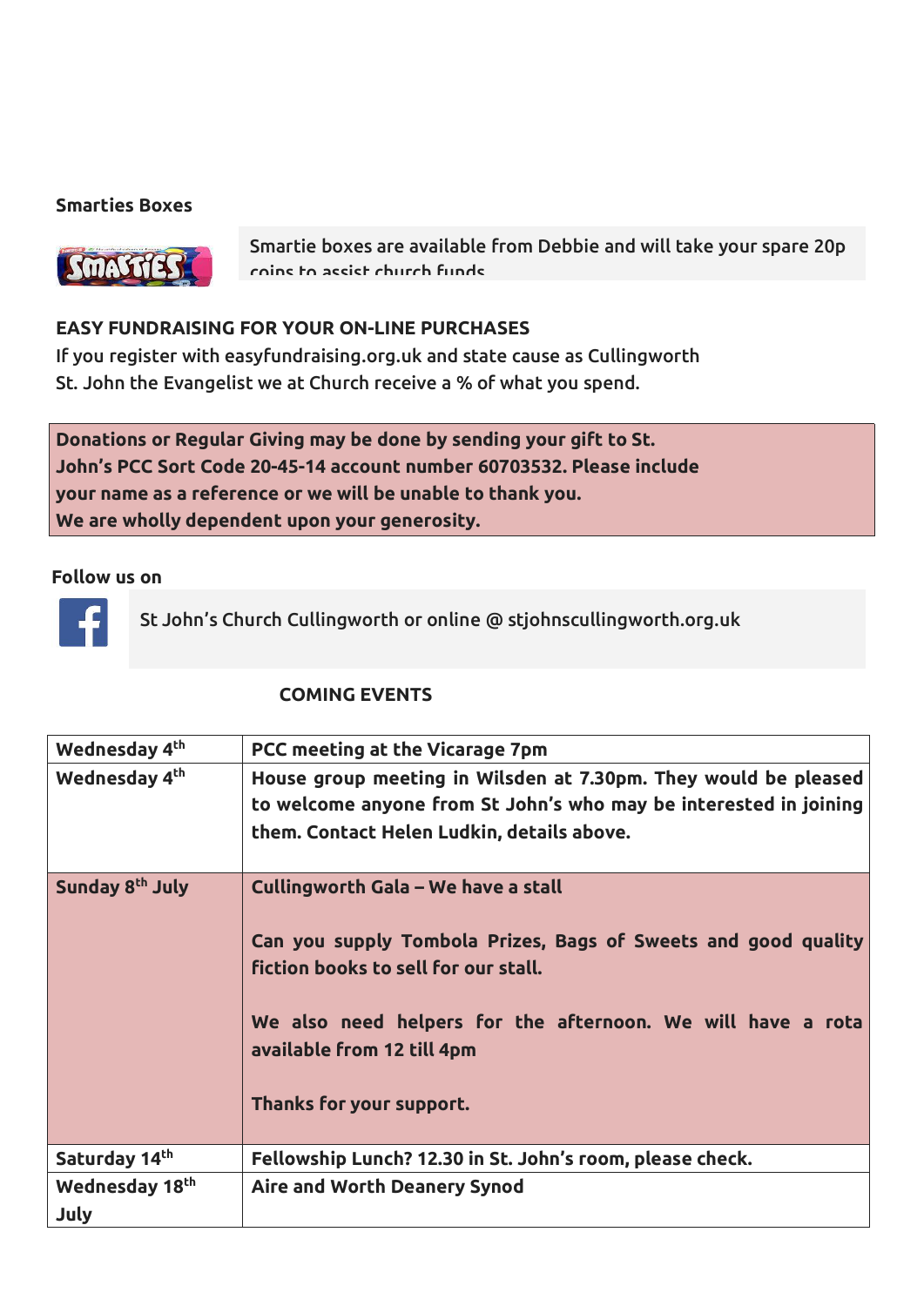**Smarties Boxes**

Smartie boxes are available from Debbie and will take your spare 20p coins to assist church funds

**EASY FUNDRAISING FOR YOUR ON-LINE PURCHASES**

If you register with easyfundraising.org.uk and state cause as Cullingworth St. John the Evangelist we at Church receive a % of what you spend.

**Donations or Regular Giving may be done by sending your gift to St. John's PCC Sort Code 20-45-14 account number 60703532. Please include your name as a reference or we will be unable to thank you. We are wholly dependent upon your generosity.**

**Follow us on**

St John's Church Cullingworth or online @ stjohnscullingworth.org.uk

**COMING EVENTS**

| | |
|---|---|
| **Wednesday 4th** | **PCC meeting at the Vicarage 7pm** |
| **Wednesday 4th** | **House group meeting in Wilsden at 7.30pm. They would be pleased to welcome anyone from St John's who may be interested in joining them. Contact Helen Ludkin, details above.** |
| **Sunday 8th July** | **Cullingworth Gala – We have a stall**<br><br>**Can you supply Tombola Prizes, Bags of Sweets and good quality fiction books to sell for our stall.**<br><br>**We also need helpers for the afternoon. We will have a rota available from 12 till 4pm**<br><br>**Thanks for your support.** |
| **Saturday 14th** | **Fellowship Lunch? 12.30 in St. John's room, please check.** |
| **Wednesday 18th July** | **Aire and Worth Deanery Synod** |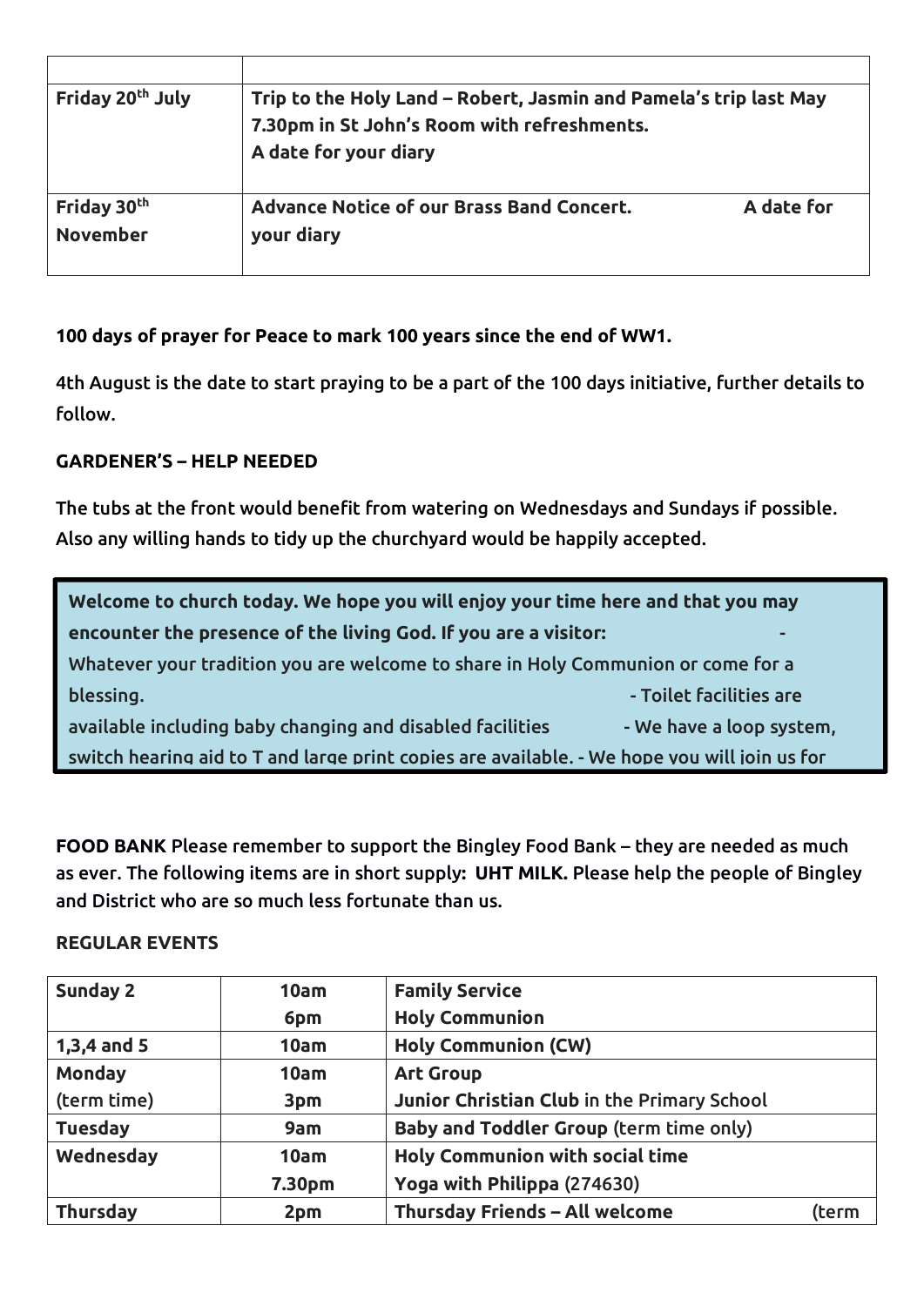| | |
|---|---|
| **Friday 20th July** | **Trip to the Holy Land – Robert, Jasmin and Pamela's trip last May 7.30pm in St John's Room with refreshments. A date for your diary** |
| **Friday 30th November** | **Advance Notice of our Brass Band Concert. A date for your diary** |

**100 days of prayer for Peace to mark 100 years since the end of WW1.**

4th August is the date to start praying to be a part of the 100 days initiative, further details to follow.

**GARDENER'S – HELP NEEDED**

The tubs at the front would benefit from watering on Wednesdays and Sundays if possible. Also any willing hands to tidy up the churchyard would be happily accepted.

**Welcome to church today. We hope you will enjoy your time here and that you may encounter the presence of the living God. If you are a visitor:** - Whatever your tradition you are welcome to share in Holy Communion or come for a blessing. - Toilet facilities are available including baby changing and disabled facilities - We have a loop system, switch hearing aid to T and large print copies are available. - We hope you will join us for

**FOOD BANK** Please remember to support the Bingley Food Bank – they are needed as much as ever. The following items are in short supply: **UHT MILK.** Please help the people of Bingley and District who are so much less fortunate than us.

**REGULAR EVENTS**

| | | |
|---|---|---|
| **Sunday 2** | **10am**<br>**6pm** | **Family Service**<br>**Holy Communion** |
| **1,3,4 and 5** | **10am** | **Holy Communion (CW)** |
| **Monday**<br>(term time) | **10am**<br>**3pm** | **Art Group**<br>**Junior Christian Club** in the Primary School |
| **Tuesday** | **9am** | **Baby and Toddler Group** (term time only) |
| **Wednesday** | **10am**<br>**7.30pm** | **Holy Communion with social time**<br>**Yoga with Philippa** (274630) |
| **Thursday** | **2pm** | **Thursday Friends – All welcome** (term |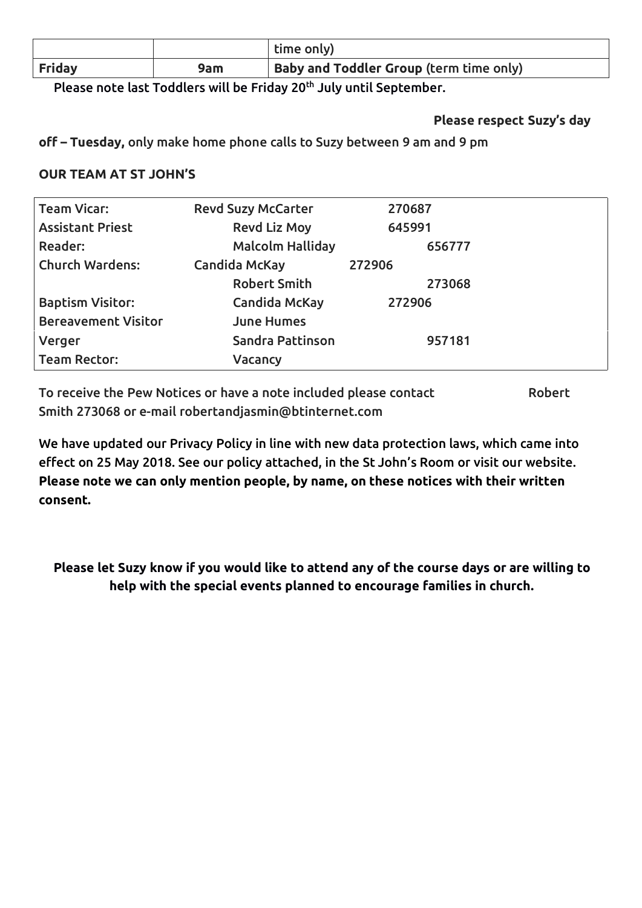| | | time only) |
|---|---|---|
| **Friday** | **9am** | **Baby and Toddler Group** (term time only) |

Please note last Toddlers will be Friday 20th July until September.

**Please respect Suzy's day off – Tuesday,** only make home phone calls to Suzy between 9 am and 9 pm

**OUR TEAM AT ST JOHN'S**

| | | |
|---|---|---|
| Team Vicar: | Revd Suzy McCarter | 270687 |
| Assistant Priest | Revd Liz Moy | 645991 |
| Reader: | Malcolm Halliday | 656777 |
| Church Wardens: | Candida McKay | 272906 |
| | Robert Smith | 273068 |
| Baptism Visitor: | Candida McKay | 272906 |
| Bereavement Visitor | June Humes | |
| Verger | Sandra Pattinson | 957181 |
| Team Rector: | Vacancy | |

To receive the Pew Notices or have a note included please contact Robert Smith 273068 or e-mail robertandjasmin@btinternet.com

We have updated our Privacy Policy in line with new data protection laws, which came into effect on 25 May 2018. See our policy attached, in the St John's Room or visit our website. **Please note we can only mention people, by name, on these notices with their written consent.**

**Please let Suzy know if you would like to attend any of the course days or are willing to help with the special events planned to encourage families in church.**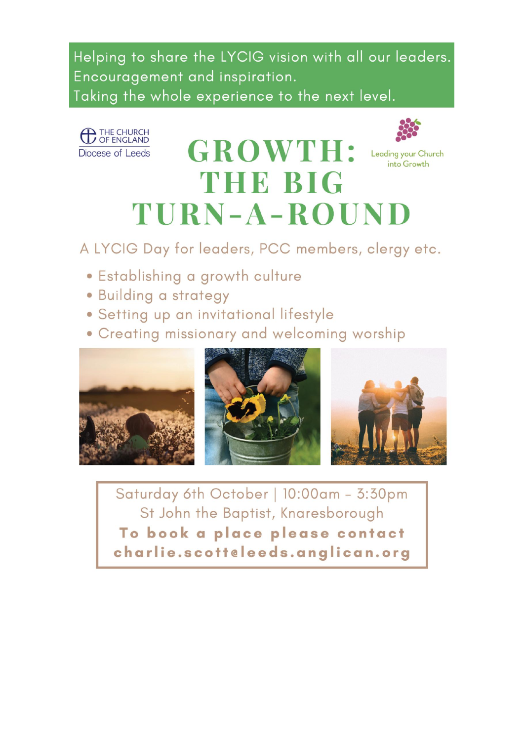Helping to share the LYCIG vision with all our leaders.
Encouragement and inspiration.
Taking the whole experience to the next level.

THE CHURCH OF ENGLAND
Diocese of Leeds

Leading your Church into Growth

# GROWTH: THE BIG TURN-A-ROUND

A LYCIG Day for leaders, PCC members, clergy etc.

- Establishing a growth culture
- Building a strategy
- Setting up an invitational lifestyle
- Creating missionary and welcoming worship

Saturday 6th October | 10:00am - 3:30pm
St John the Baptist, Knaresborough
**To book a place please contact**
**charlie.scott@leeds.anglican.org**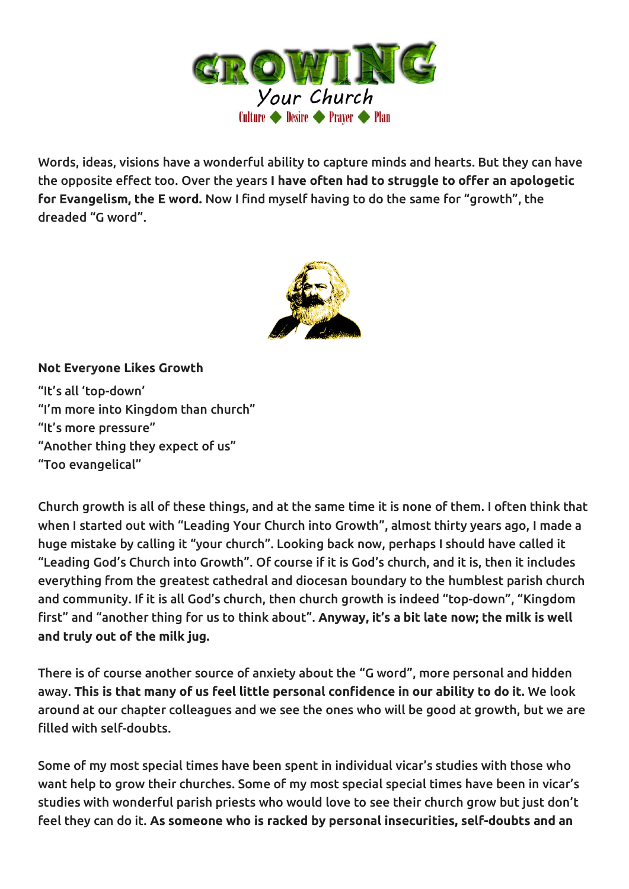Words, ideas, visions have a wonderful ability to capture minds and hearts. But they can have the opposite effect too. Over the years **I have often had to struggle to offer an apologetic for Evangelism, the E word.** Now I find myself having to do the same for "growth", the dreaded "G word".

**Not Everyone Likes Growth**

"It's all 'top-down'
"I'm more into Kingdom than church"
"It's more pressure"
"Another thing they expect of us"
"Too evangelical"

Church growth is all of these things, and at the same time it is none of them. I often think that when I started out with "Leading Your Church into Growth", almost thirty years ago, I made a huge mistake by calling it "your church". Looking back now, perhaps I should have called it "Leading God's Church into Growth". Of course if it is God's church, and it is, then it includes everything from the greatest cathedral and diocesan boundary to the humblest parish church and community. If it is all God's church, then church growth is indeed "top-down", "Kingdom first" and "another thing for us to think about". **Anyway, it's a bit late now; the milk is well and truly out of the milk jug.**

There is of course another source of anxiety about the "G word", more personal and hidden away. **This is that many of us feel little personal confidence in our ability to do it.** We look around at our chapter colleagues and we see the ones who will be good at growth, but we are filled with self-doubts.

Some of my most special times have been spent in individual vicar's studies with those who want help to grow their churches. Some of my most special special times have been in vicar's studies with wonderful parish priests who would love to see their church grow but just don't feel they can do it. **As someone who is racked by personal insecurities, self-doubts and an**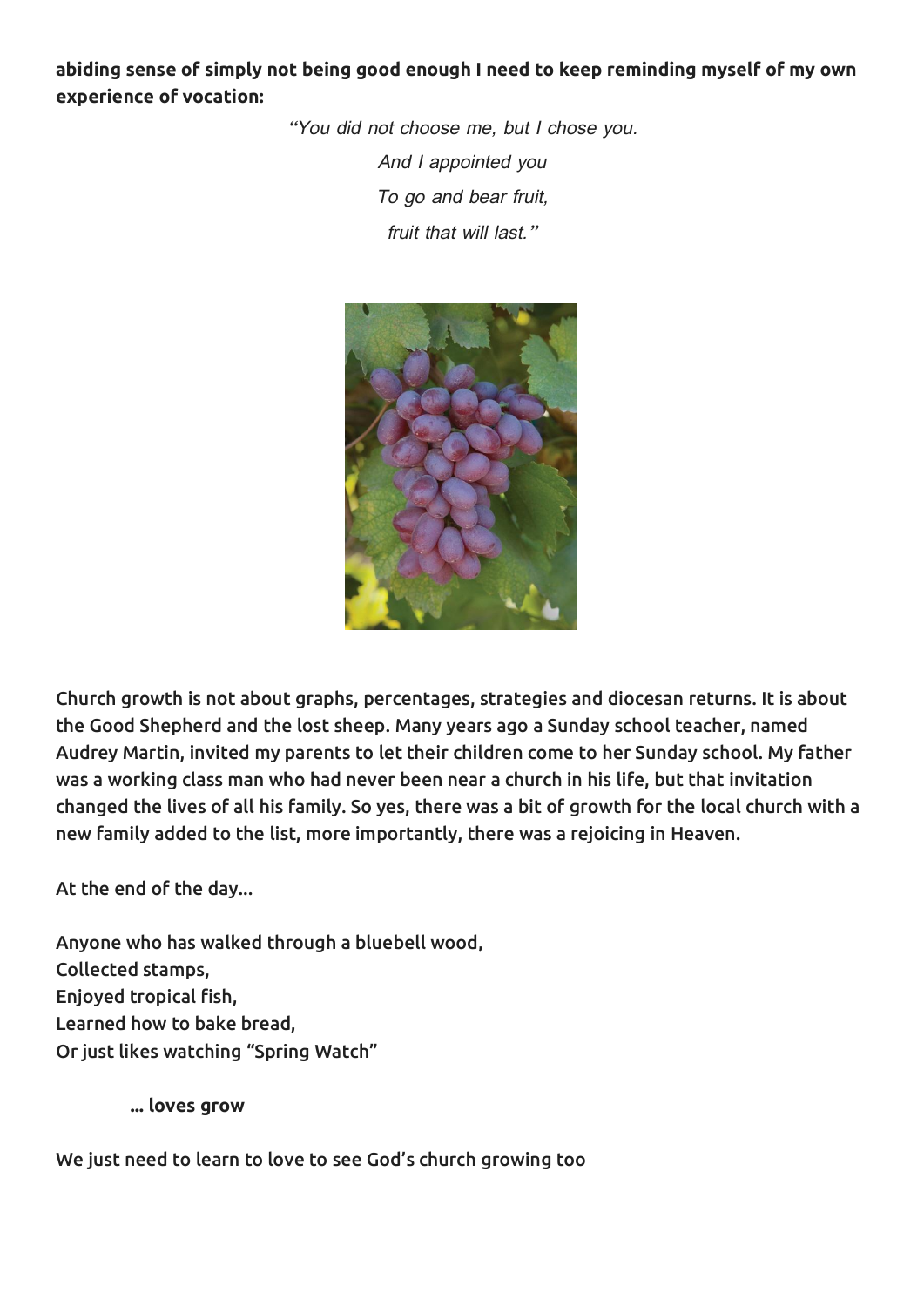**abiding sense of simply not being good enough I need to keep reminding myself of my own experience of vocation:**

*"You did not choose me, but I chose you.*
*And I appointed you*
*To go and bear fruit,*
*fruit that will last."*

Church growth is not about graphs, percentages, strategies and diocesan returns. It is about the Good Shepherd and the lost sheep. Many years ago a Sunday school teacher, named Audrey Martin, invited my parents to let their children come to her Sunday school. My father was a working class man who had never been near a church in his life, but that invitation changed the lives of all his family. So yes, there was a bit of growth for the local church with a new family added to the list, more importantly, there was a rejoicing in Heaven.

At the end of the day...

Anyone who has walked through a bluebell wood,
Collected stamps,
Enjoyed tropical fish,
Learned how to bake bread,
Or just likes watching "Spring Watch"

**... loves grow**

We just need to learn to love to see God's church growing too